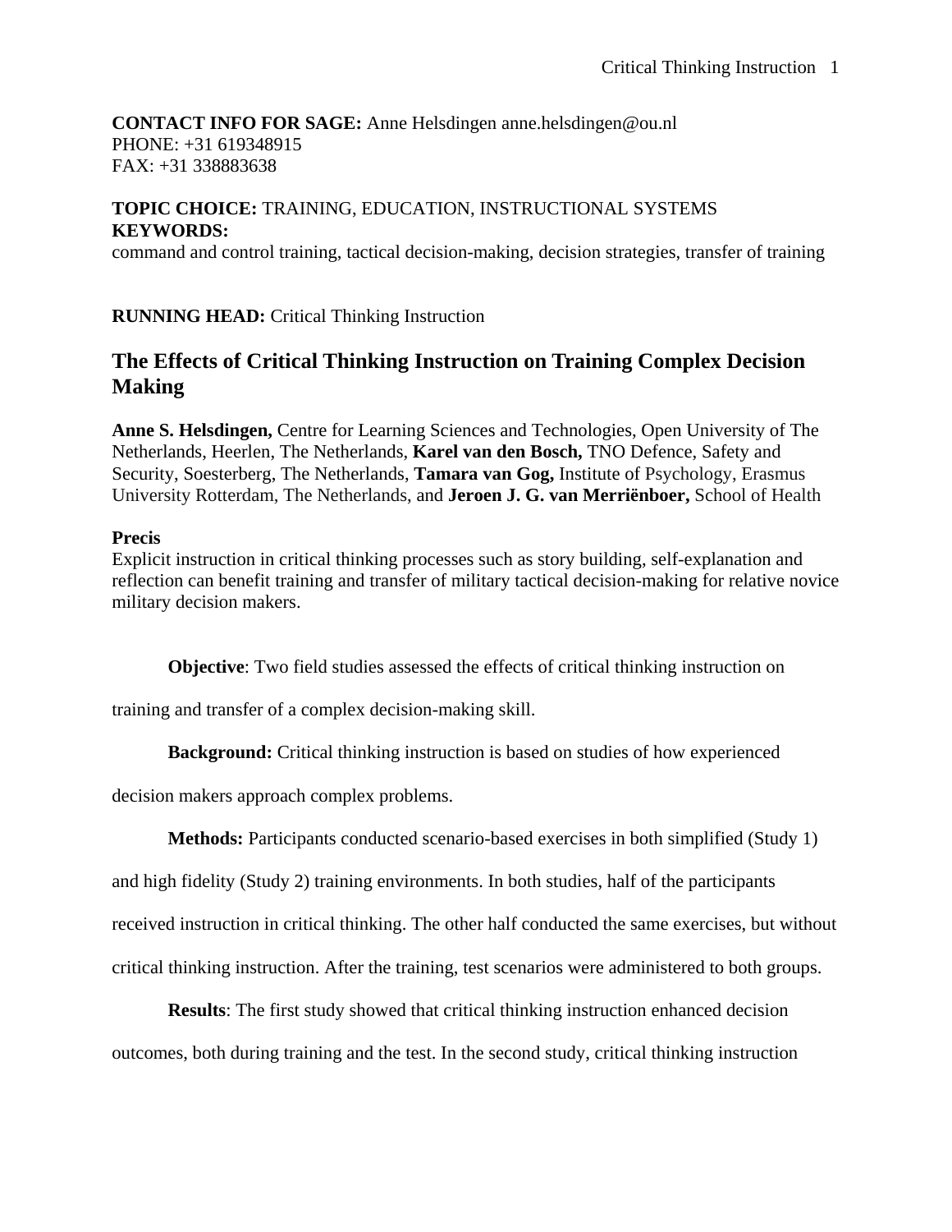**CONTACT INFO FOR SAGE:** Anne Helsdingen anne.helsdingen@ou.nl
PHONE: +31 619348915
FAX: +31 338883638

**TOPIC CHOICE:** TRAINING, EDUCATION, INSTRUCTIONAL SYSTEMS
**KEYWORDS:**
command and control training, tactical decision-making, decision strategies, transfer of training

**RUNNING HEAD:** Critical Thinking Instruction

# The Effects of Critical Thinking Instruction on Training Complex Decision Making

**Anne S. Helsdingen,** Centre for Learning Sciences and Technologies, Open University of The Netherlands, Heerlen, The Netherlands, **Karel van den Bosch,** TNO Defence, Safety and Security, Soesterberg, The Netherlands, **Tamara van Gog,** Institute of Psychology, Erasmus University Rotterdam, The Netherlands, and **Jeroen J. G. van Merriënboer,** School of Health

**Precis**
Explicit instruction in critical thinking processes such as story building, self-explanation and reflection can benefit training and transfer of military tactical decision-making for relative novice military decision makers.

**Objective**: Two field studies assessed the effects of critical thinking instruction on training and transfer of a complex decision-making skill.

**Background:** Critical thinking instruction is based on studies of how experienced decision makers approach complex problems.

**Methods:** Participants conducted scenario-based exercises in both simplified (Study 1) and high fidelity (Study 2) training environments. In both studies, half of the participants received instruction in critical thinking. The other half conducted the same exercises, but without critical thinking instruction. After the training, test scenarios were administered to both groups.

**Results**: The first study showed that critical thinking instruction enhanced decision outcomes, both during training and the test. In the second study, critical thinking instruction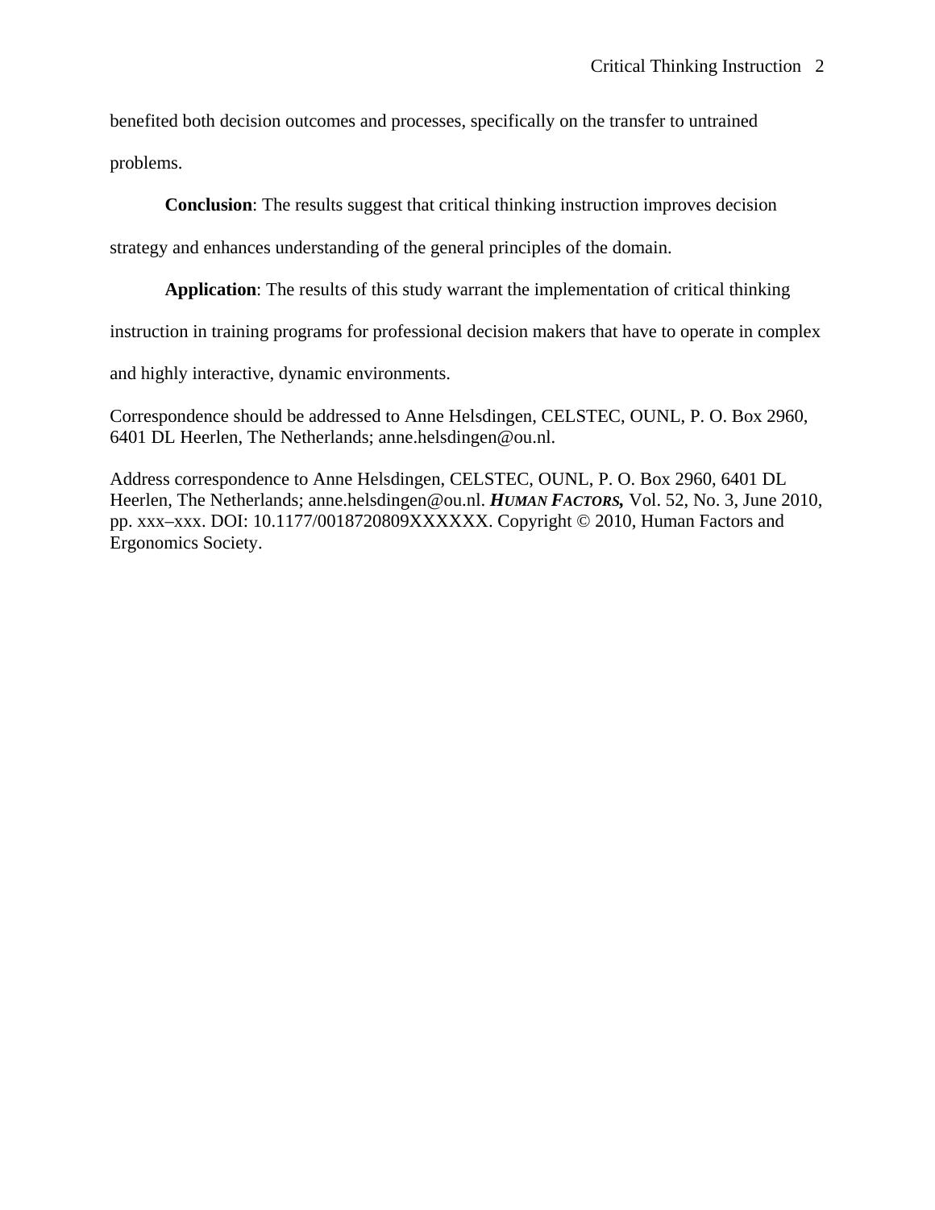benefited both decision outcomes and processes, specifically on the transfer to untrained problems.

**Conclusion**: The results suggest that critical thinking instruction improves decision strategy and enhances understanding of the general principles of the domain.

**Application**: The results of this study warrant the implementation of critical thinking instruction in training programs for professional decision makers that have to operate in complex and highly interactive, dynamic environments.

Correspondence should be addressed to Anne Helsdingen, CELSTEC, OUNL, P. O. Box 2960, 6401 DL Heerlen, The Netherlands; anne.helsdingen@ou.nl.

Address correspondence to Anne Helsdingen, CELSTEC, OUNL, P. O. Box 2960, 6401 DL Heerlen, The Netherlands; anne.helsdingen@ou.nl. ***HUMAN FACTORS,*** Vol. 52, No. 3, June 2010, pp. xxx–xxx. DOI: 10.1177/0018720809XXXXXX. Copyright © 2010, Human Factors and Ergonomics Society.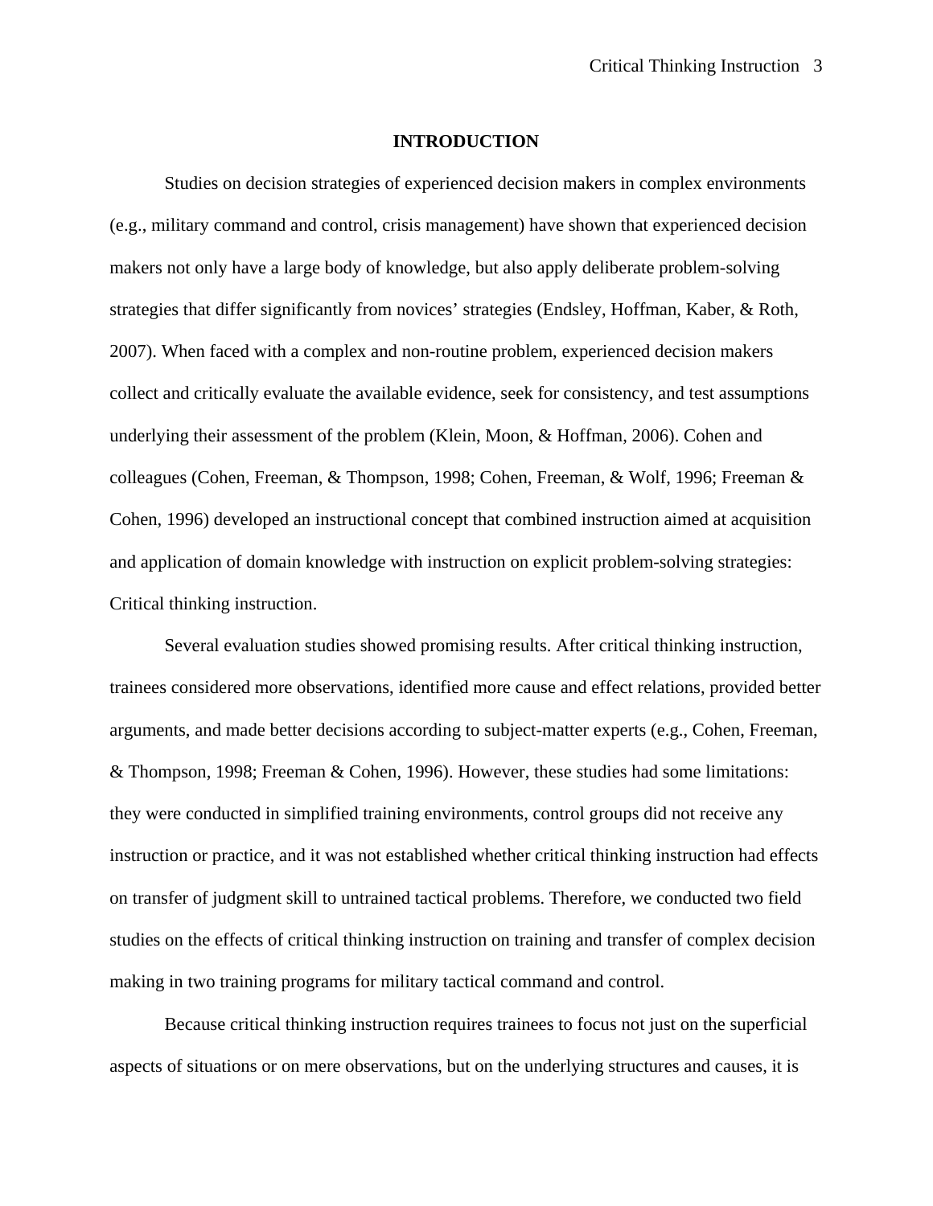## INTRODUCTION

Studies on decision strategies of experienced decision makers in complex environments (e.g., military command and control, crisis management) have shown that experienced decision makers not only have a large body of knowledge, but also apply deliberate problem-solving strategies that differ significantly from novices' strategies (Endsley, Hoffman, Kaber, & Roth, 2007). When faced with a complex and non-routine problem, experienced decision makers collect and critically evaluate the available evidence, seek for consistency, and test assumptions underlying their assessment of the problem (Klein, Moon, & Hoffman, 2006). Cohen and colleagues (Cohen, Freeman, & Thompson, 1998; Cohen, Freeman, & Wolf, 1996; Freeman & Cohen, 1996) developed an instructional concept that combined instruction aimed at acquisition and application of domain knowledge with instruction on explicit problem-solving strategies: Critical thinking instruction.

Several evaluation studies showed promising results. After critical thinking instruction, trainees considered more observations, identified more cause and effect relations, provided better arguments, and made better decisions according to subject-matter experts (e.g., Cohen, Freeman, & Thompson, 1998; Freeman & Cohen, 1996). However, these studies had some limitations: they were conducted in simplified training environments, control groups did not receive any instruction or practice, and it was not established whether critical thinking instruction had effects on transfer of judgment skill to untrained tactical problems. Therefore, we conducted two field studies on the effects of critical thinking instruction on training and transfer of complex decision making in two training programs for military tactical command and control.

Because critical thinking instruction requires trainees to focus not just on the superficial aspects of situations or on mere observations, but on the underlying structures and causes, it is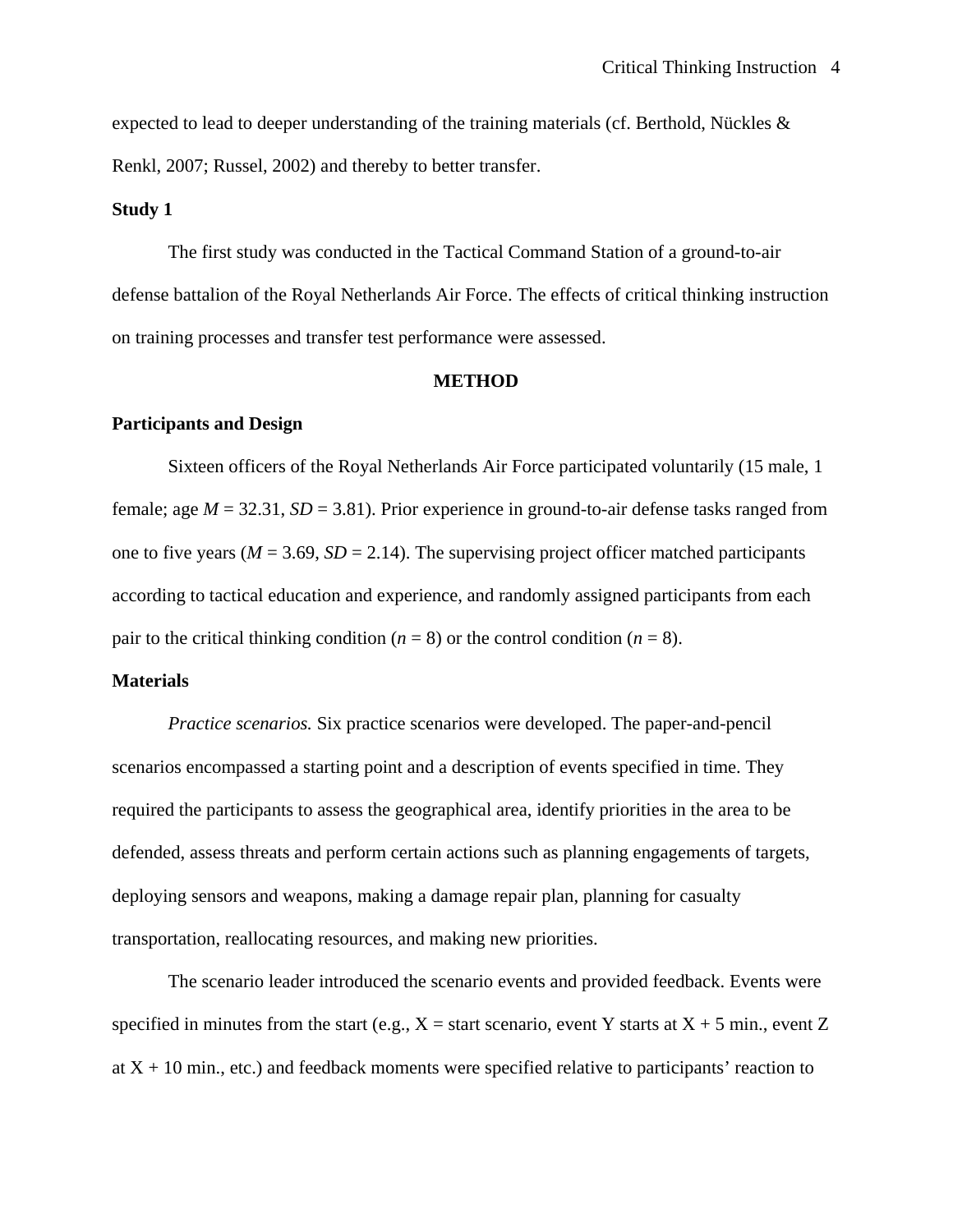expected to lead to deeper understanding of the training materials (cf. Berthold, Nückles & Renkl, 2007; Russel, 2002) and thereby to better transfer.

## Study 1

The first study was conducted in the Tactical Command Station of a ground-to-air defense battalion of the Royal Netherlands Air Force. The effects of critical thinking instruction on training processes and transfer test performance were assessed.

## METHOD

### Participants and Design

Sixteen officers of the Royal Netherlands Air Force participated voluntarily (15 male, 1 female; age $M = 32.31$, $SD = 3.81$). Prior experience in ground-to-air defense tasks ranged from one to five years ($M = 3.69$, $SD = 2.14$). The supervising project officer matched participants according to tactical education and experience, and randomly assigned participants from each pair to the critical thinking condition ($n = 8$) or the control condition ($n = 8$).

### Materials

*Practice scenarios.* Six practice scenarios were developed. The paper-and-pencil scenarios encompassed a starting point and a description of events specified in time. They required the participants to assess the geographical area, identify priorities in the area to be defended, assess threats and perform certain actions such as planning engagements of targets, deploying sensors and weapons, making a damage repair plan, planning for casualty transportation, reallocating resources, and making new priorities.

The scenario leader introduced the scenario events and provided feedback. Events were specified in minutes from the start (e.g., X = start scenario, event Y starts at X + 5 min., event Z at X + 10 min., etc.) and feedback moments were specified relative to participants' reaction to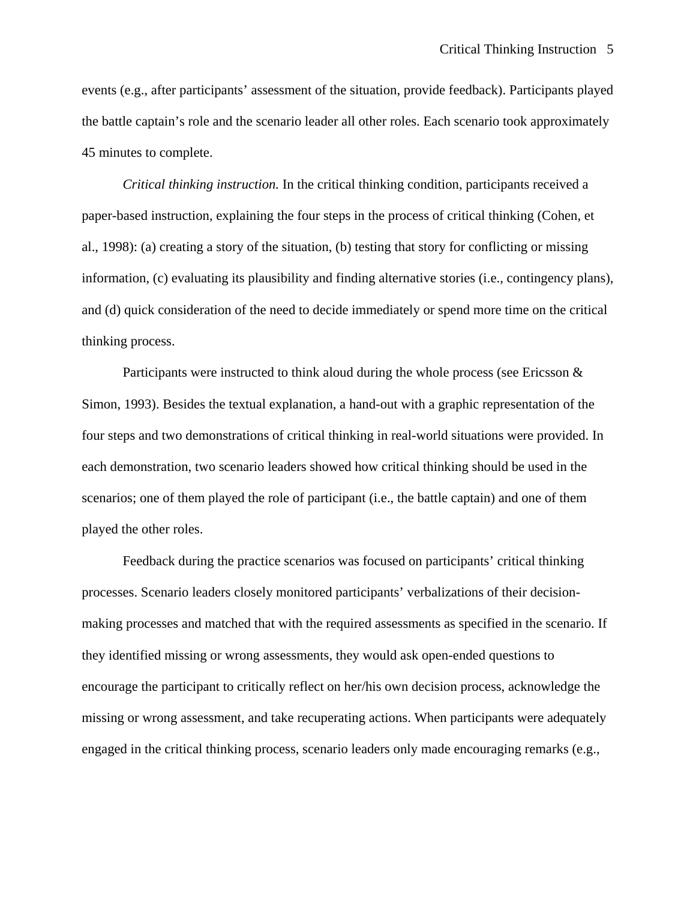events (e.g., after participants' assessment of the situation, provide feedback). Participants played the battle captain's role and the scenario leader all other roles. Each scenario took approximately 45 minutes to complete.

*Critical thinking instruction.* In the critical thinking condition, participants received a paper-based instruction, explaining the four steps in the process of critical thinking (Cohen, et al., 1998): (a) creating a story of the situation, (b) testing that story for conflicting or missing information, (c) evaluating its plausibility and finding alternative stories (i.e., contingency plans), and (d) quick consideration of the need to decide immediately or spend more time on the critical thinking process.

Participants were instructed to think aloud during the whole process (see Ericsson & Simon, 1993). Besides the textual explanation, a hand-out with a graphic representation of the four steps and two demonstrations of critical thinking in real-world situations were provided. In each demonstration, two scenario leaders showed how critical thinking should be used in the scenarios; one of them played the role of participant (i.e., the battle captain) and one of them played the other roles.

Feedback during the practice scenarios was focused on participants' critical thinking processes. Scenario leaders closely monitored participants' verbalizations of their decision-making processes and matched that with the required assessments as specified in the scenario. If they identified missing or wrong assessments, they would ask open-ended questions to encourage the participant to critically reflect on her/his own decision process, acknowledge the missing or wrong assessment, and take recuperating actions. When participants were adequately engaged in the critical thinking process, scenario leaders only made encouraging remarks (e.g.,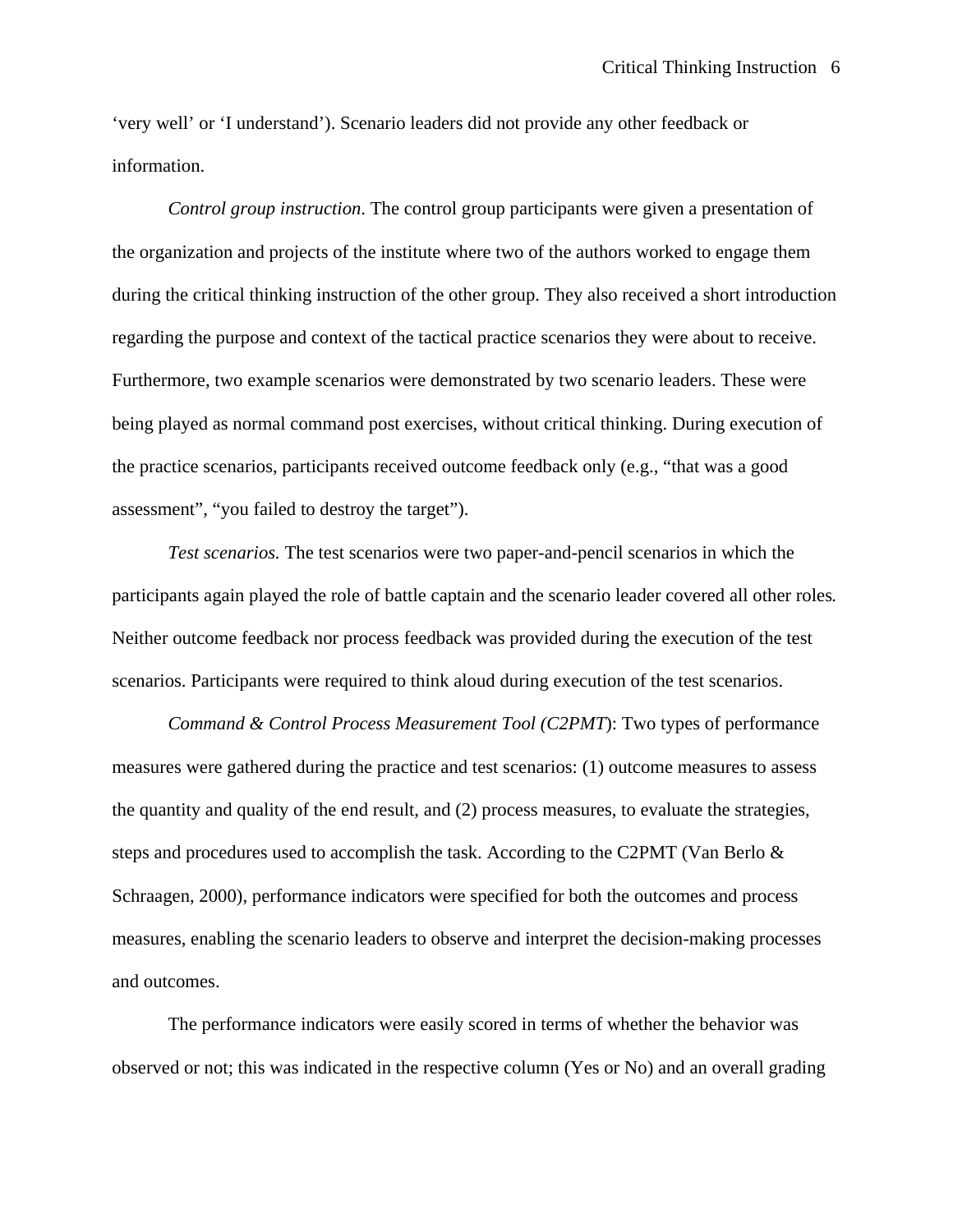'very well' or 'I understand'). Scenario leaders did not provide any other feedback or information.

*Control group instruction*. The control group participants were given a presentation of the organization and projects of the institute where two of the authors worked to engage them during the critical thinking instruction of the other group. They also received a short introduction regarding the purpose and context of the tactical practice scenarios they were about to receive. Furthermore, two example scenarios were demonstrated by two scenario leaders. These were being played as normal command post exercises, without critical thinking. During execution of the practice scenarios, participants received outcome feedback only (e.g., "that was a good assessment", "you failed to destroy the target").

*Test scenarios.* The test scenarios were two paper-and-pencil scenarios in which the participants again played the role of battle captain and the scenario leader covered all other roles. Neither outcome feedback nor process feedback was provided during the execution of the test scenarios. Participants were required to think aloud during execution of the test scenarios.

*Command & Control Process Measurement Tool (C2PMT*): Two types of performance measures were gathered during the practice and test scenarios: (1) outcome measures to assess the quantity and quality of the end result, and (2) process measures, to evaluate the strategies, steps and procedures used to accomplish the task. According to the C2PMT (Van Berlo & Schraagen, 2000), performance indicators were specified for both the outcomes and process measures, enabling the scenario leaders to observe and interpret the decision-making processes and outcomes.

The performance indicators were easily scored in terms of whether the behavior was observed or not; this was indicated in the respective column (Yes or No) and an overall grading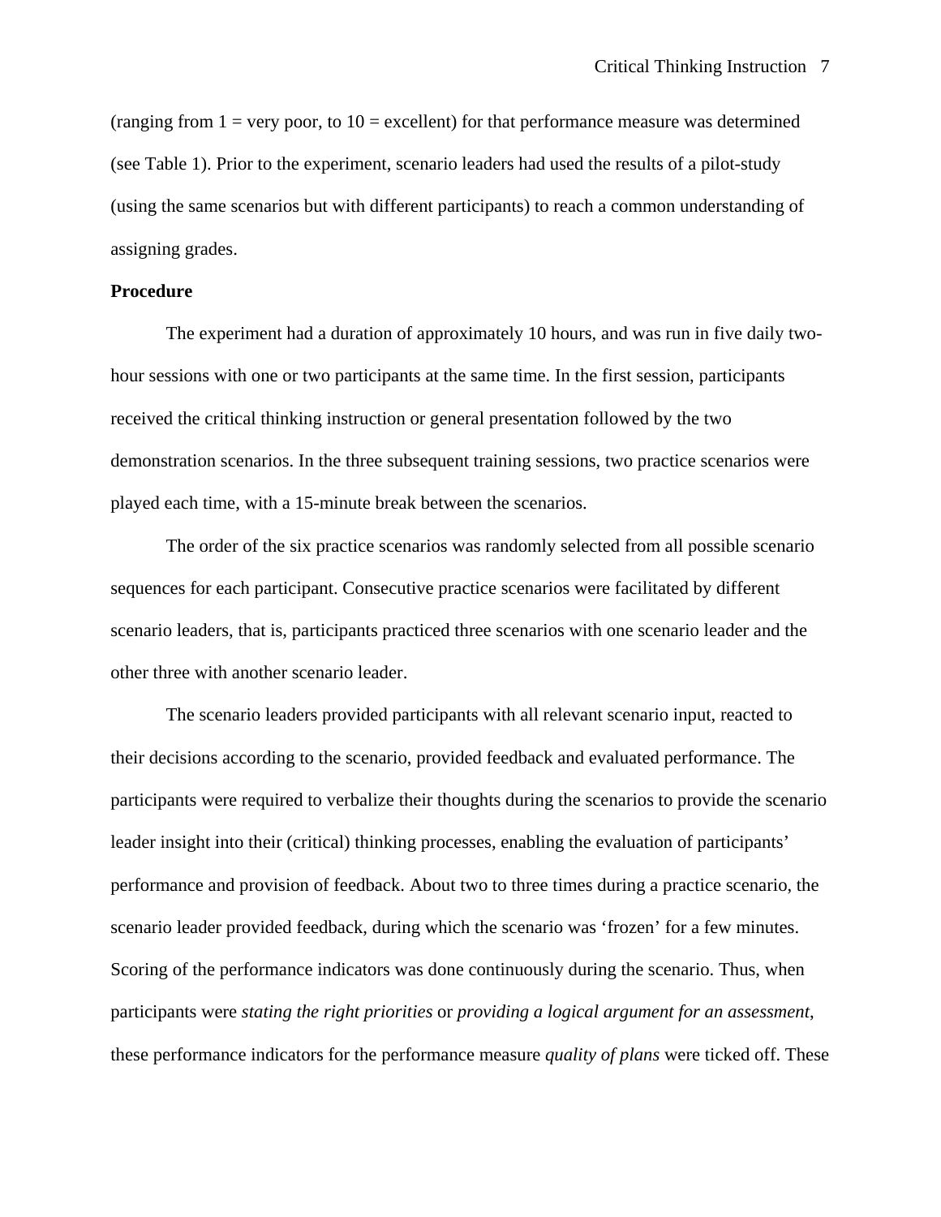(ranging from 1 = very poor, to 10 = excellent) for that performance measure was determined (see Table 1). Prior to the experiment, scenario leaders had used the results of a pilot-study (using the same scenarios but with different participants) to reach a common understanding of assigning grades.

**Procedure**

The experiment had a duration of approximately 10 hours, and was run in five daily two-hour sessions with one or two participants at the same time. In the first session, participants received the critical thinking instruction or general presentation followed by the two demonstration scenarios. In the three subsequent training sessions, two practice scenarios were played each time, with a 15-minute break between the scenarios.

The order of the six practice scenarios was randomly selected from all possible scenario sequences for each participant. Consecutive practice scenarios were facilitated by different scenario leaders, that is, participants practiced three scenarios with one scenario leader and the other three with another scenario leader.

The scenario leaders provided participants with all relevant scenario input, reacted to their decisions according to the scenario, provided feedback and evaluated performance. The participants were required to verbalize their thoughts during the scenarios to provide the scenario leader insight into their (critical) thinking processes, enabling the evaluation of participants' performance and provision of feedback. About two to three times during a practice scenario, the scenario leader provided feedback, during which the scenario was 'frozen' for a few minutes. Scoring of the performance indicators was done continuously during the scenario. Thus, when participants were *stating the right priorities* or *providing a logical argument for an assessment*, these performance indicators for the performance measure *quality of plans* were ticked off. These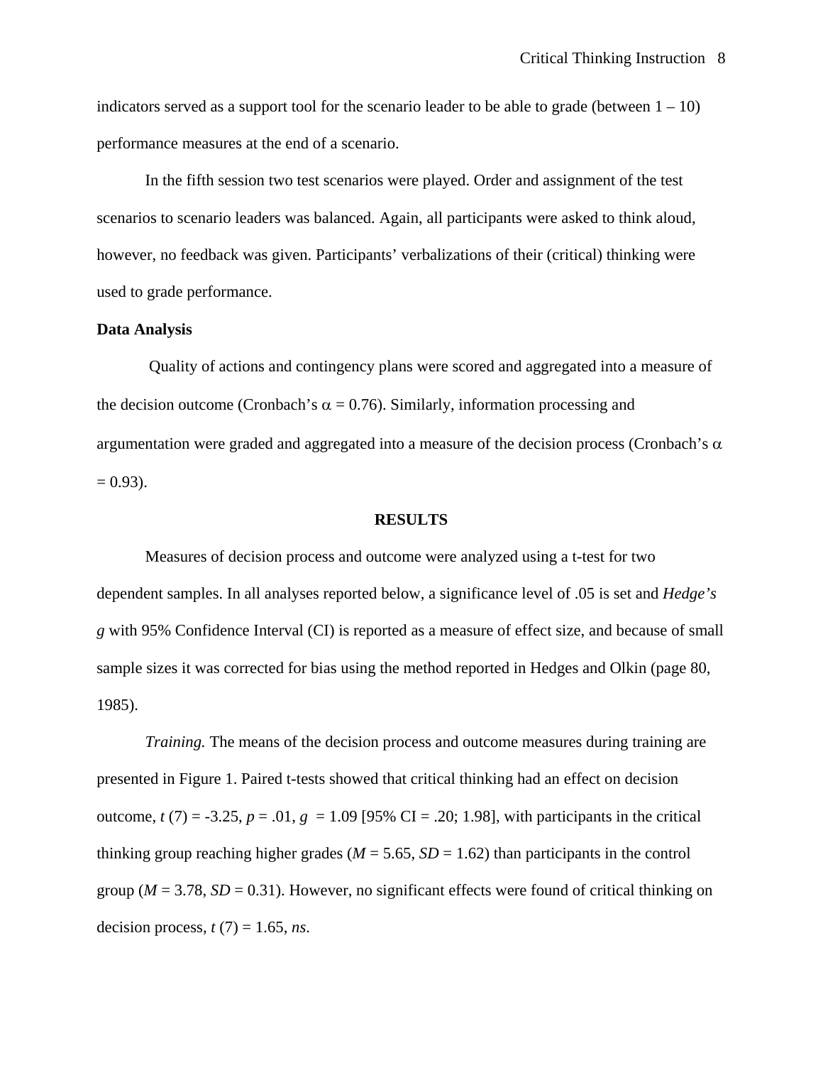indicators served as a support tool for the scenario leader to be able to grade (between 1 – 10) performance measures at the end of a scenario.

In the fifth session two test scenarios were played. Order and assignment of the test scenarios to scenario leaders was balanced. Again, all participants were asked to think aloud, however, no feedback was given. Participants' verbalizations of their (critical) thinking were used to grade performance.

**Data Analysis**

Quality of actions and contingency plans were scored and aggregated into a measure of the decision outcome (Cronbach's $\alpha$ = 0.76). Similarly, information processing and argumentation were graded and aggregated into a measure of the decision process (Cronbach's $\alpha$ = 0.93).

## RESULTS

Measures of decision process and outcome were analyzed using a t-test for two dependent samples. In all analyses reported below, a significance level of .05 is set and *Hedge's g* with 95% Confidence Interval (CI) is reported as a measure of effect size, and because of small sample sizes it was corrected for bias using the method reported in Hedges and Olkin (page 80, 1985).

*Training.* The means of the decision process and outcome measures during training are presented in Figure 1. Paired t-tests showed that critical thinking had an effect on decision outcome, $t$ (7) = -3.25, $p$ = .01, $g$ = 1.09 [95% CI = .20; 1.98], with participants in the critical thinking group reaching higher grades ($M$ = 5.65, $SD$ = 1.62) than participants in the control group ($M$ = 3.78, $SD$ = 0.31). However, no significant effects were found of critical thinking on decision process, $t$ (7) = 1.65, *ns*.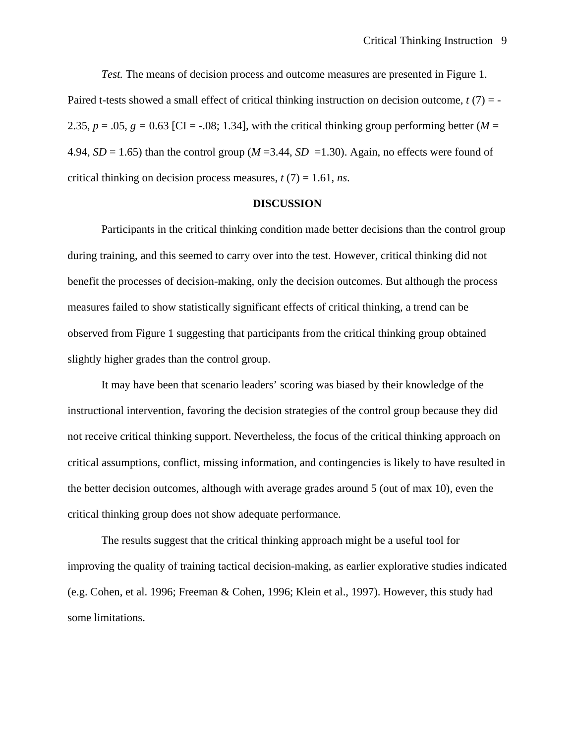*Test.* The means of decision process and outcome measures are presented in Figure 1. Paired t-tests showed a small effect of critical thinking instruction on decision outcome, $t$ (7) = -2.35, $p$ = .05, $g$ = 0.63 [CI = -.08; 1.34], with the critical thinking group performing better ($M$ = 4.94, $SD$ = 1.65) than the control group ($M$ =3.44, $SD$ =1.30). Again, no effects were found of critical thinking on decision process measures, $t$ (7) = 1.61, *ns*.

## DISCUSSION

Participants in the critical thinking condition made better decisions than the control group during training, and this seemed to carry over into the test. However, critical thinking did not benefit the processes of decision-making, only the decision outcomes. But although the process measures failed to show statistically significant effects of critical thinking, a trend can be observed from Figure 1 suggesting that participants from the critical thinking group obtained slightly higher grades than the control group.

It may have been that scenario leaders' scoring was biased by their knowledge of the instructional intervention, favoring the decision strategies of the control group because they did not receive critical thinking support. Nevertheless, the focus of the critical thinking approach on critical assumptions, conflict, missing information, and contingencies is likely to have resulted in the better decision outcomes, although with average grades around 5 (out of max 10), even the critical thinking group does not show adequate performance.

The results suggest that the critical thinking approach might be a useful tool for improving the quality of training tactical decision-making, as earlier explorative studies indicated (e.g. Cohen, et al. 1996; Freeman & Cohen, 1996; Klein et al., 1997). However, this study had some limitations.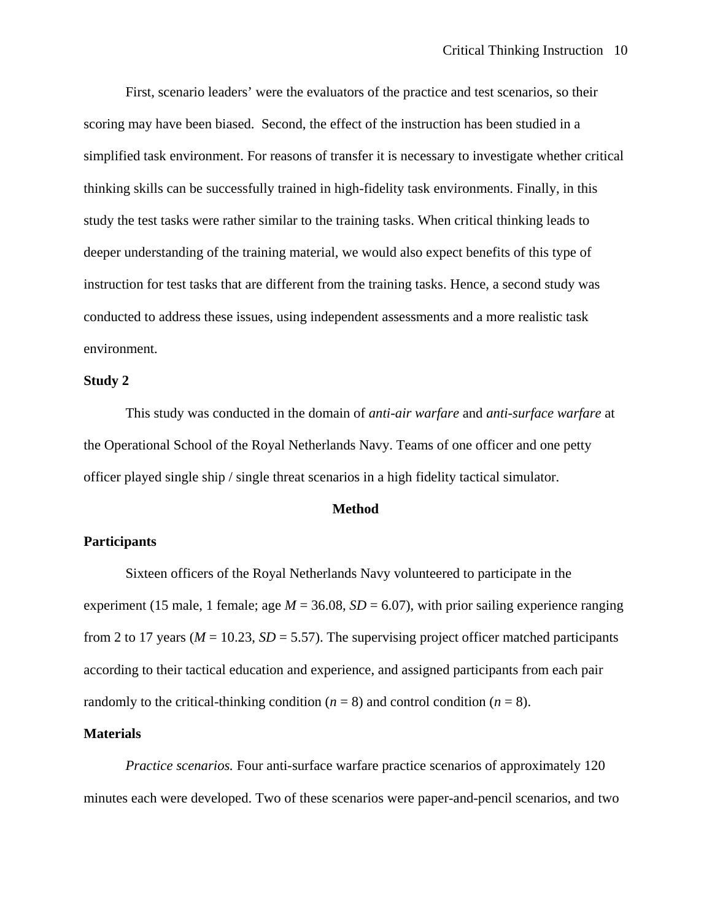First, scenario leaders' were the evaluators of the practice and test scenarios, so their scoring may have been biased. Second, the effect of the instruction has been studied in a simplified task environment. For reasons of transfer it is necessary to investigate whether critical thinking skills can be successfully trained in high-fidelity task environments. Finally, in this study the test tasks were rather similar to the training tasks. When critical thinking leads to deeper understanding of the training material, we would also expect benefits of this type of instruction for test tasks that are different from the training tasks. Hence, a second study was conducted to address these issues, using independent assessments and a more realistic task environment.

## Study 2

This study was conducted in the domain of *anti-air warfare* and *anti-surface warfare* at the Operational School of the Royal Netherlands Navy. Teams of one officer and one petty officer played single ship / single threat scenarios in a high fidelity tactical simulator.

## Method

### Participants

Sixteen officers of the Royal Netherlands Navy volunteered to participate in the experiment (15 male, 1 female; age $M$ = 36.08, $SD$ = 6.07), with prior sailing experience ranging from 2 to 17 years ($M$ = 10.23, $SD$ = 5.57). The supervising project officer matched participants according to their tactical education and experience, and assigned participants from each pair randomly to the critical-thinking condition ($n$ = 8) and control condition ($n$ = 8).

### Materials

*Practice scenarios.* Four anti-surface warfare practice scenarios of approximately 120 minutes each were developed. Two of these scenarios were paper-and-pencil scenarios, and two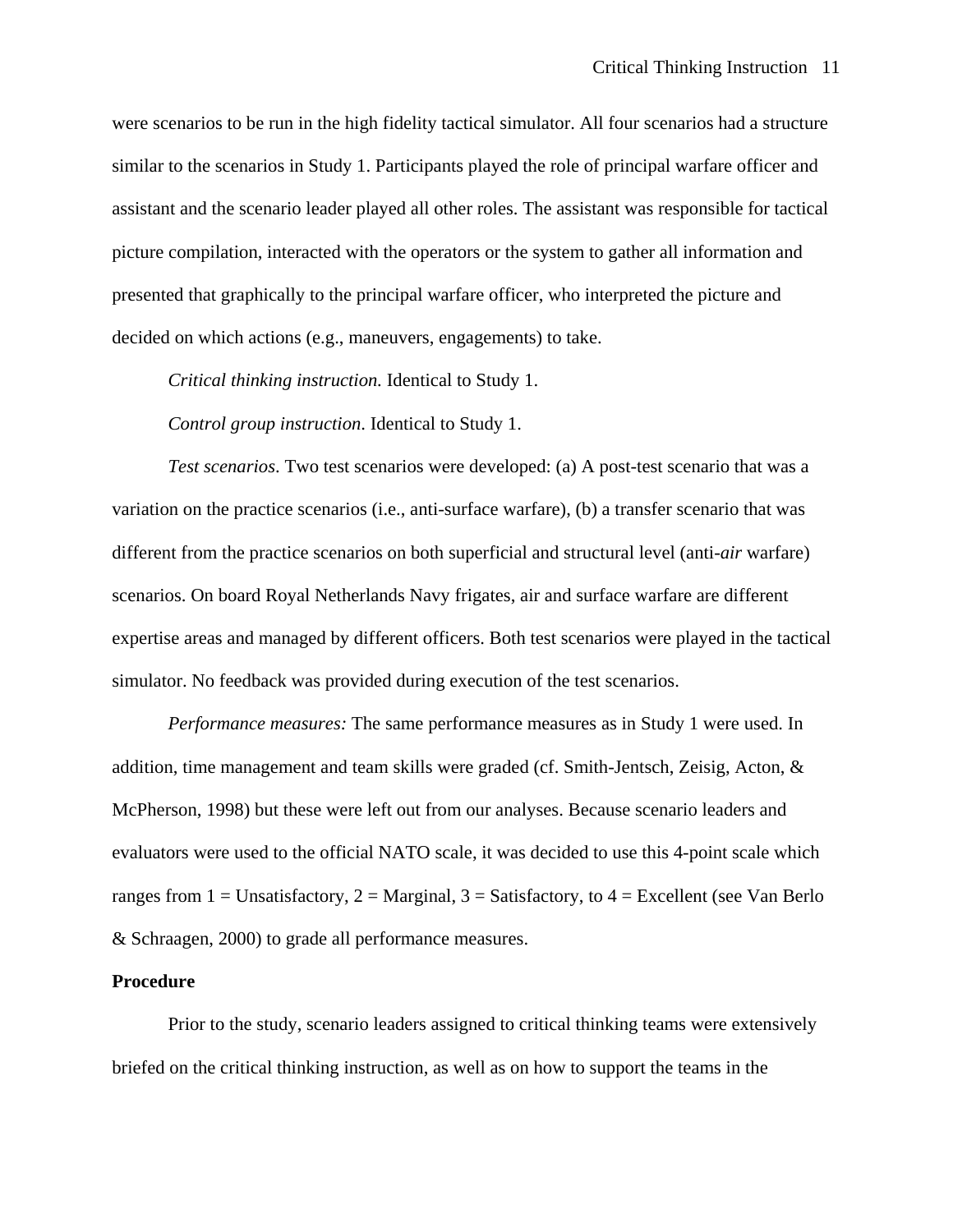were scenarios to be run in the high fidelity tactical simulator. All four scenarios had a structure similar to the scenarios in Study 1. Participants played the role of principal warfare officer and assistant and the scenario leader played all other roles. The assistant was responsible for tactical picture compilation, interacted with the operators or the system to gather all information and presented that graphically to the principal warfare officer, who interpreted the picture and decided on which actions (e.g., maneuvers, engagements) to take.

*Critical thinking instruction.* Identical to Study 1.

*Control group instruction*. Identical to Study 1.

*Test scenarios*. Two test scenarios were developed: (a) A post-test scenario that was a variation on the practice scenarios (i.e., anti-surface warfare), (b) a transfer scenario that was different from the practice scenarios on both superficial and structural level (anti-*air* warfare) scenarios. On board Royal Netherlands Navy frigates, air and surface warfare are different expertise areas and managed by different officers. Both test scenarios were played in the tactical simulator. No feedback was provided during execution of the test scenarios.

*Performance measures:* The same performance measures as in Study 1 were used. In addition, time management and team skills were graded (cf. Smith-Jentsch, Zeisig, Acton, & McPherson, 1998) but these were left out from our analyses. Because scenario leaders and evaluators were used to the official NATO scale, it was decided to use this 4-point scale which ranges from 1 = Unsatisfactory, 2 = Marginal, 3 = Satisfactory, to 4 = Excellent (see Van Berlo & Schraagen, 2000) to grade all performance measures.

**Procedure**

Prior to the study, scenario leaders assigned to critical thinking teams were extensively briefed on the critical thinking instruction, as well as on how to support the teams in the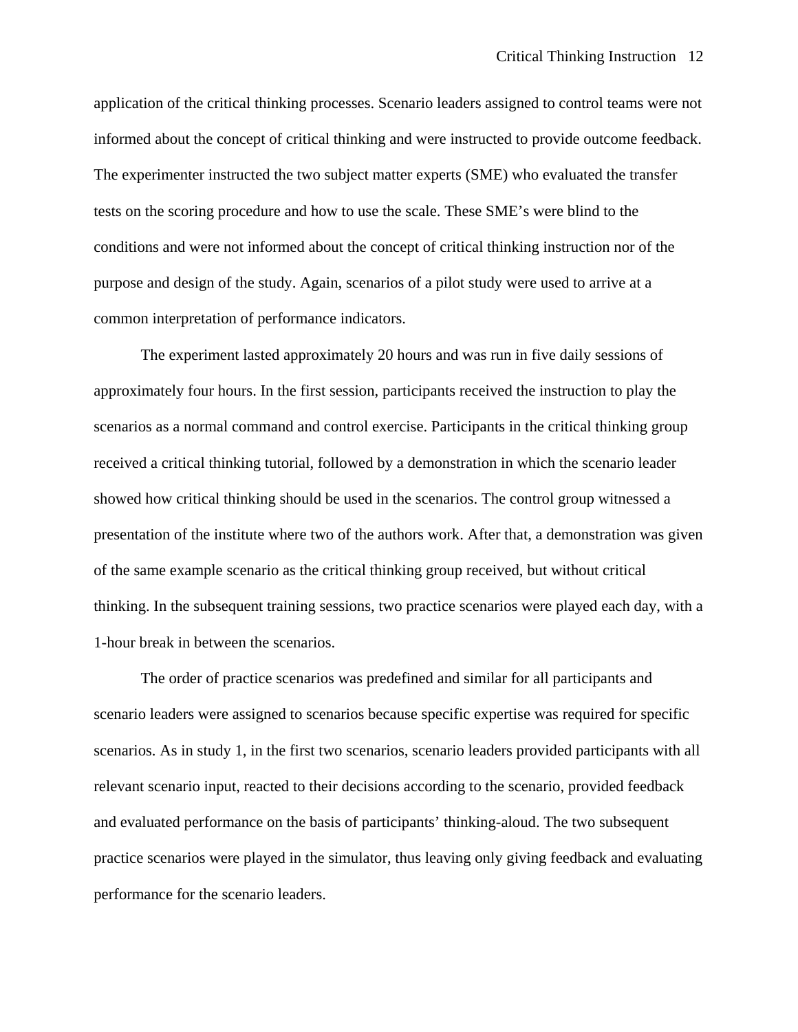application of the critical thinking processes. Scenario leaders assigned to control teams were not informed about the concept of critical thinking and were instructed to provide outcome feedback. The experimenter instructed the two subject matter experts (SME) who evaluated the transfer tests on the scoring procedure and how to use the scale. These SME's were blind to the conditions and were not informed about the concept of critical thinking instruction nor of the purpose and design of the study. Again, scenarios of a pilot study were used to arrive at a common interpretation of performance indicators.

The experiment lasted approximately 20 hours and was run in five daily sessions of approximately four hours. In the first session, participants received the instruction to play the scenarios as a normal command and control exercise. Participants in the critical thinking group received a critical thinking tutorial, followed by a demonstration in which the scenario leader showed how critical thinking should be used in the scenarios. The control group witnessed a presentation of the institute where two of the authors work. After that, a demonstration was given of the same example scenario as the critical thinking group received, but without critical thinking. In the subsequent training sessions, two practice scenarios were played each day, with a 1-hour break in between the scenarios.

The order of practice scenarios was predefined and similar for all participants and scenario leaders were assigned to scenarios because specific expertise was required for specific scenarios. As in study 1, in the first two scenarios, scenario leaders provided participants with all relevant scenario input, reacted to their decisions according to the scenario, provided feedback and evaluated performance on the basis of participants' thinking-aloud. The two subsequent practice scenarios were played in the simulator, thus leaving only giving feedback and evaluating performance for the scenario leaders.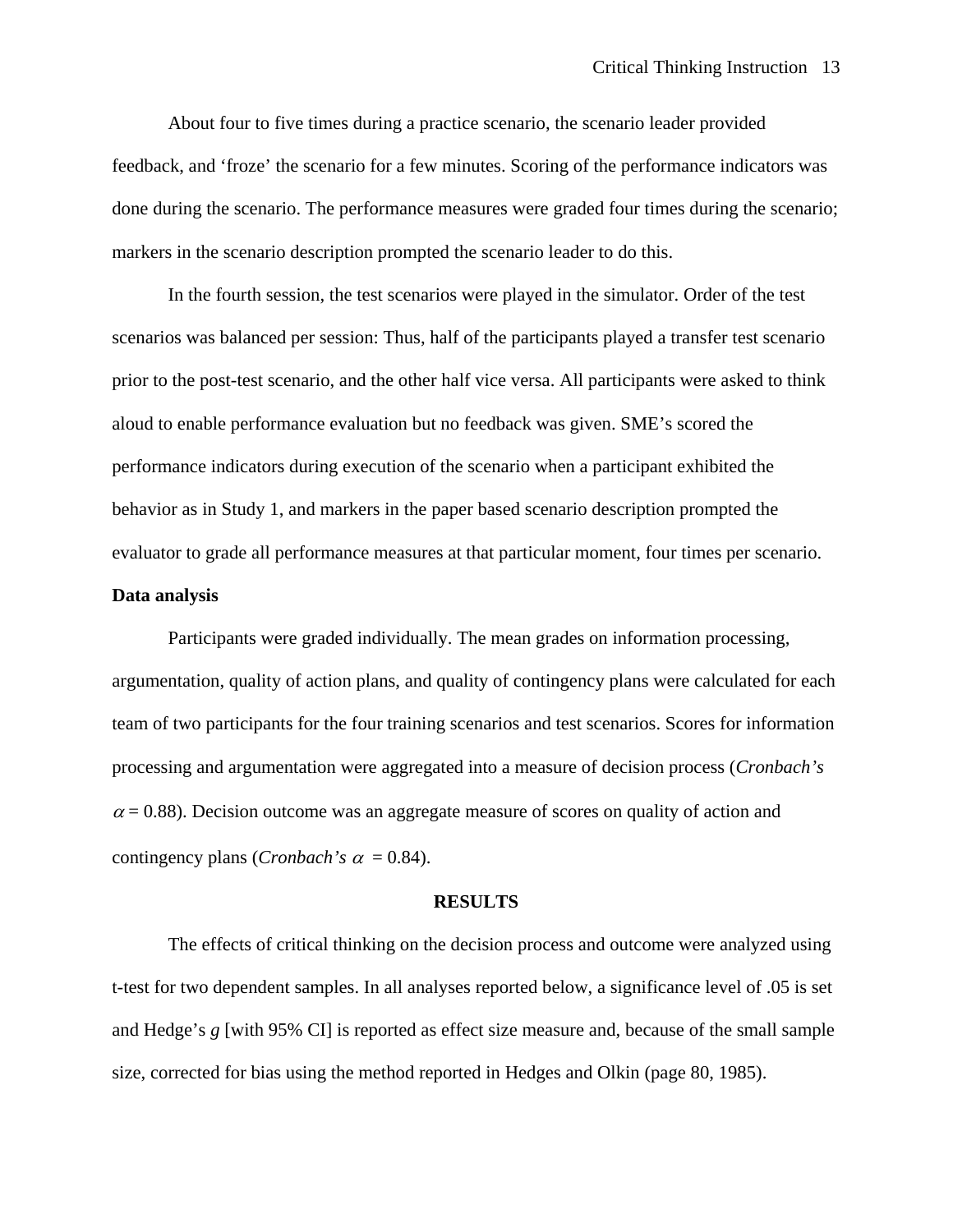About four to five times during a practice scenario, the scenario leader provided feedback, and 'froze' the scenario for a few minutes. Scoring of the performance indicators was done during the scenario. The performance measures were graded four times during the scenario; markers in the scenario description prompted the scenario leader to do this.

In the fourth session, the test scenarios were played in the simulator. Order of the test scenarios was balanced per session: Thus, half of the participants played a transfer test scenario prior to the post-test scenario, and the other half vice versa. All participants were asked to think aloud to enable performance evaluation but no feedback was given. SME's scored the performance indicators during execution of the scenario when a participant exhibited the behavior as in Study 1, and markers in the paper based scenario description prompted the evaluator to grade all performance measures at that particular moment, four times per scenario.

**Data analysis**

Participants were graded individually. The mean grades on information processing, argumentation, quality of action plans, and quality of contingency plans were calculated for each team of two participants for the four training scenarios and test scenarios. Scores for information processing and argumentation were aggregated into a measure of decision process (*Cronbach's* $\alpha = 0.88$). Decision outcome was an aggregate measure of scores on quality of action and contingency plans (*Cronbach's* $\alpha = 0.84$).

## RESULTS

The effects of critical thinking on the decision process and outcome were analyzed using t-test for two dependent samples. In all analyses reported below, a significance level of .05 is set and Hedge's *g* [with 95% CI] is reported as effect size measure and, because of the small sample size, corrected for bias using the method reported in Hedges and Olkin (page 80, 1985).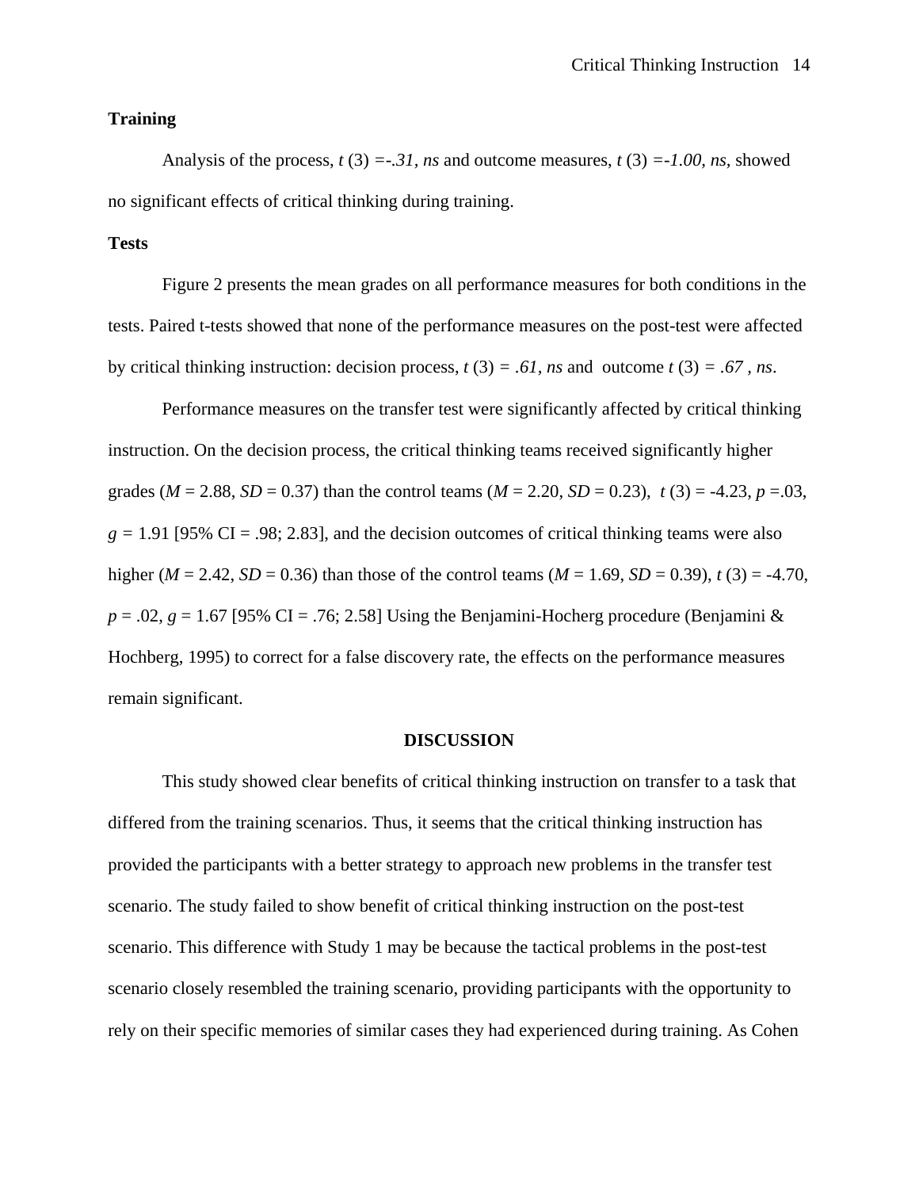**Training**

Analysis of the process, $t\ (3) = -.31$, *ns* and outcome measures, $t\ (3) = -1.00$, *ns*, showed no significant effects of critical thinking during training.

**Tests**

Figure 2 presents the mean grades on all performance measures for both conditions in the tests. Paired t-tests showed that none of the performance measures on the post-test were affected by critical thinking instruction: decision process, $t\ (3) = .61$, *ns* and outcome $t\ (3) = .67$, *ns*.

Performance measures on the transfer test were significantly affected by critical thinking instruction. On the decision process, the critical thinking teams received significantly higher grades ($M = 2.88$, $SD = 0.37$) than the control teams ($M = 2.20$, $SD = 0.23$), $t\ (3) = -4.23$, $p = .03$, $g = 1.91$ [95% CI = .98; 2.83], and the decision outcomes of critical thinking teams were also higher ($M = 2.42$, $SD = 0.36$) than those of the control teams ($M = 1.69$, $SD = 0.39$), $t\ (3) = -4.70$, $p = .02$, $g = 1.67$ [95% CI = .76; 2.58] Using the Benjamini-Hocherg procedure (Benjamini & Hochberg, 1995) to correct for a false discovery rate, the effects on the performance measures remain significant.

## DISCUSSION

This study showed clear benefits of critical thinking instruction on transfer to a task that differed from the training scenarios. Thus, it seems that the critical thinking instruction has provided the participants with a better strategy to approach new problems in the transfer test scenario. The study failed to show benefit of critical thinking instruction on the post-test scenario. This difference with Study 1 may be because the tactical problems in the post-test scenario closely resembled the training scenario, providing participants with the opportunity to rely on their specific memories of similar cases they had experienced during training. As Cohen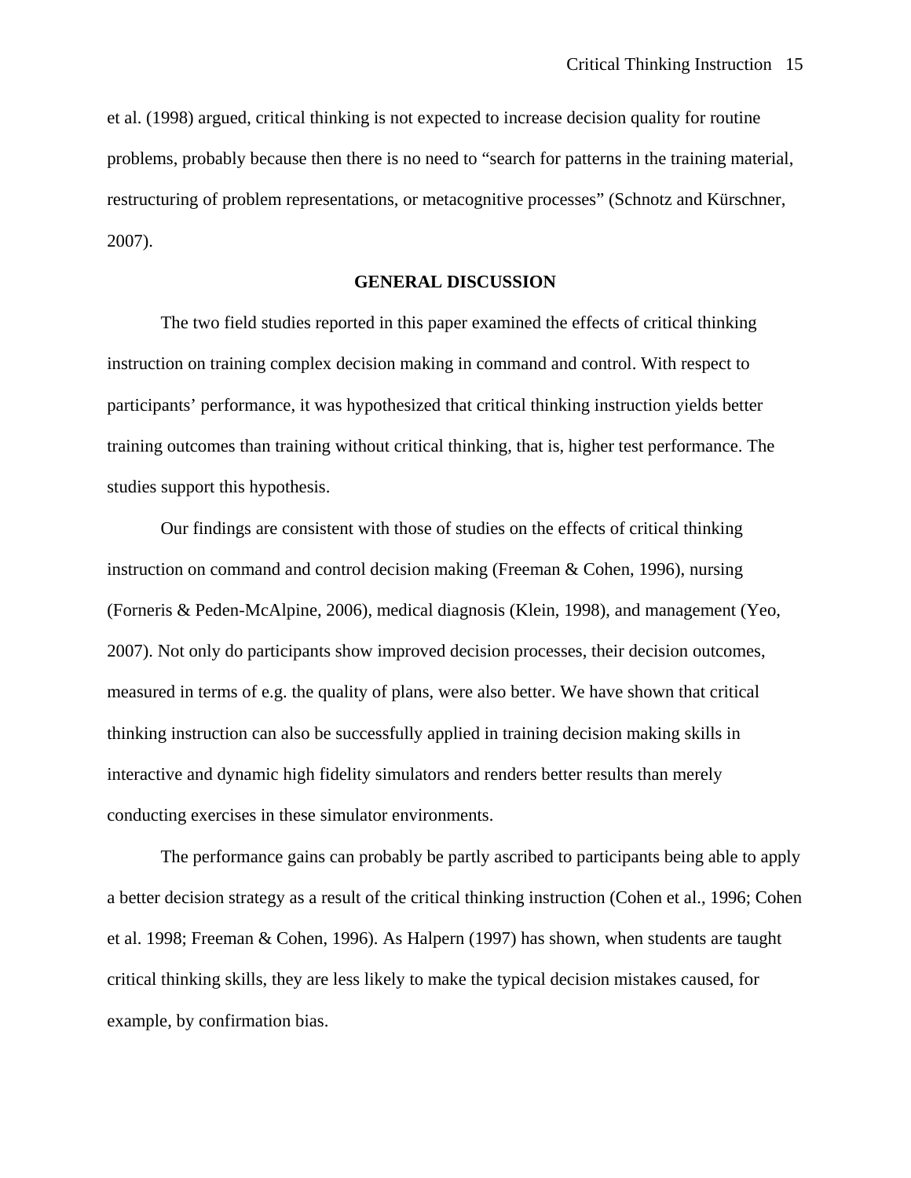et al. (1998) argued, critical thinking is not expected to increase decision quality for routine problems, probably because then there is no need to "search for patterns in the training material, restructuring of problem representations, or metacognitive processes" (Schnotz and Kürschner, 2007).

## GENERAL DISCUSSION

The two field studies reported in this paper examined the effects of critical thinking instruction on training complex decision making in command and control. With respect to participants' performance, it was hypothesized that critical thinking instruction yields better training outcomes than training without critical thinking, that is, higher test performance. The studies support this hypothesis.

Our findings are consistent with those of studies on the effects of critical thinking instruction on command and control decision making (Freeman & Cohen, 1996), nursing (Forneris & Peden-McAlpine, 2006), medical diagnosis (Klein, 1998), and management (Yeo, 2007). Not only do participants show improved decision processes, their decision outcomes, measured in terms of e.g. the quality of plans, were also better. We have shown that critical thinking instruction can also be successfully applied in training decision making skills in interactive and dynamic high fidelity simulators and renders better results than merely conducting exercises in these simulator environments.

The performance gains can probably be partly ascribed to participants being able to apply a better decision strategy as a result of the critical thinking instruction (Cohen et al., 1996; Cohen et al. 1998; Freeman & Cohen, 1996). As Halpern (1997) has shown, when students are taught critical thinking skills, they are less likely to make the typical decision mistakes caused, for example, by confirmation bias.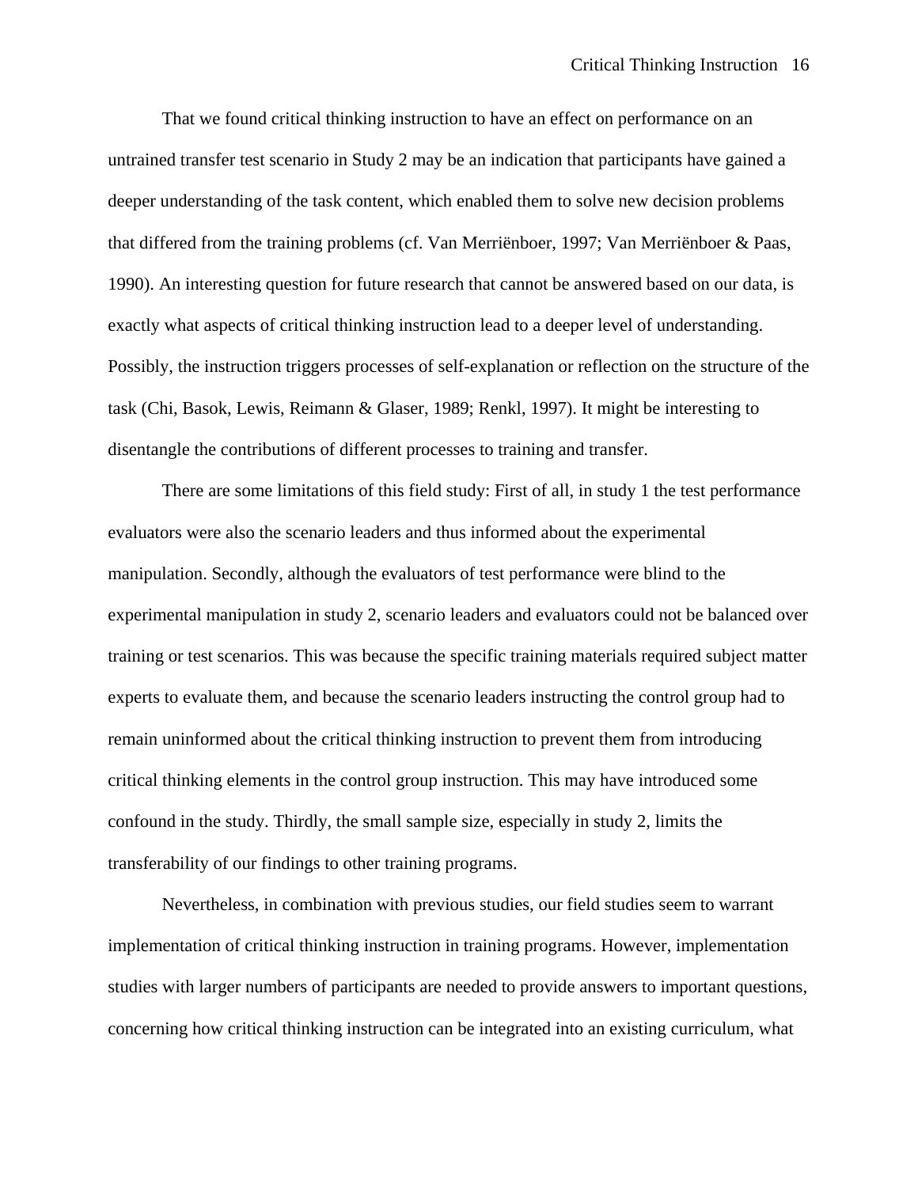That we found critical thinking instruction to have an effect on performance on an untrained transfer test scenario in Study 2 may be an indication that participants have gained a deeper understanding of the task content, which enabled them to solve new decision problems that differed from the training problems (cf. Van Merriënboer, 1997; Van Merriënboer & Paas, 1990). An interesting question for future research that cannot be answered based on our data, is exactly what aspects of critical thinking instruction lead to a deeper level of understanding. Possibly, the instruction triggers processes of self-explanation or reflection on the structure of the task (Chi, Basok, Lewis, Reimann & Glaser, 1989; Renkl, 1997). It might be interesting to disentangle the contributions of different processes to training and transfer.

There are some limitations of this field study: First of all, in study 1 the test performance evaluators were also the scenario leaders and thus informed about the experimental manipulation. Secondly, although the evaluators of test performance were blind to the experimental manipulation in study 2, scenario leaders and evaluators could not be balanced over training or test scenarios. This was because the specific training materials required subject matter experts to evaluate them, and because the scenario leaders instructing the control group had to remain uninformed about the critical thinking instruction to prevent them from introducing critical thinking elements in the control group instruction. This may have introduced some confound in the study. Thirdly, the small sample size, especially in study 2, limits the transferability of our findings to other training programs.

Nevertheless, in combination with previous studies, our field studies seem to warrant implementation of critical thinking instruction in training programs. However, implementation studies with larger numbers of participants are needed to provide answers to important questions, concerning how critical thinking instruction can be integrated into an existing curriculum, what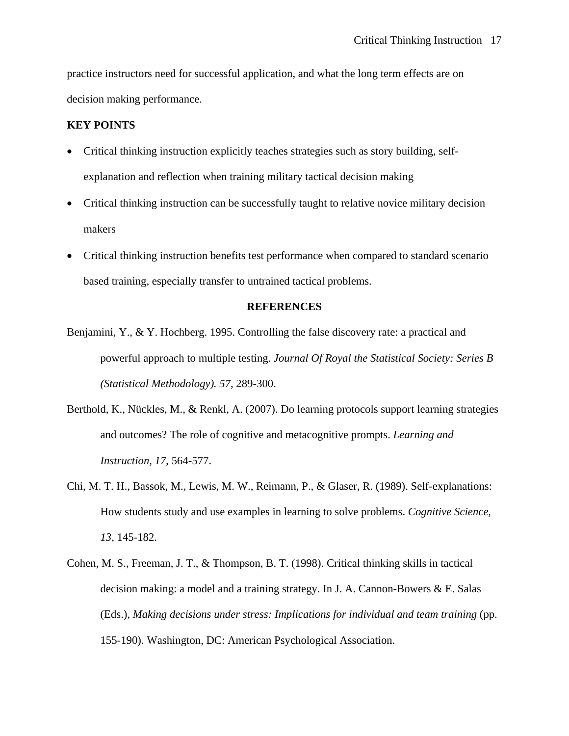practice instructors need for successful application, and what the long term effects are on decision making performance.

**KEY POINTS**

- Critical thinking instruction explicitly teaches strategies such as story building, self-explanation and reflection when training military tactical decision making
- Critical thinking instruction can be successfully taught to relative novice military decision makers
- Critical thinking instruction benefits test performance when compared to standard scenario based training, especially transfer to untrained tactical problems.

**REFERENCES**

Benjamini, Y., & Y. Hochberg. 1995. Controlling the false discovery rate: a practical and powerful approach to multiple testing. *Journal Of Royal the Statistical Society: Series B (Statistical Methodology). 57*, 289-300.

Berthold, K., Nückles, M., & Renkl, A. (2007). Do learning protocols support learning strategies and outcomes? The role of cognitive and metacognitive prompts. *Learning and Instruction, 17*, 564-577.

Chi, M. T. H., Bassok, M., Lewis, M. W., Reimann, P., & Glaser, R. (1989). Self-explanations: How students study and use examples in learning to solve problems. *Cognitive Science, 13*, 145-182.

Cohen, M. S., Freeman, J. T., & Thompson, B. T. (1998). Critical thinking skills in tactical decision making: a model and a training strategy. In J. A. Cannon-Bowers & E. Salas (Eds.), *Making decisions under stress: Implications for individual and team training* (pp. 155-190). Washington, DC: American Psychological Association.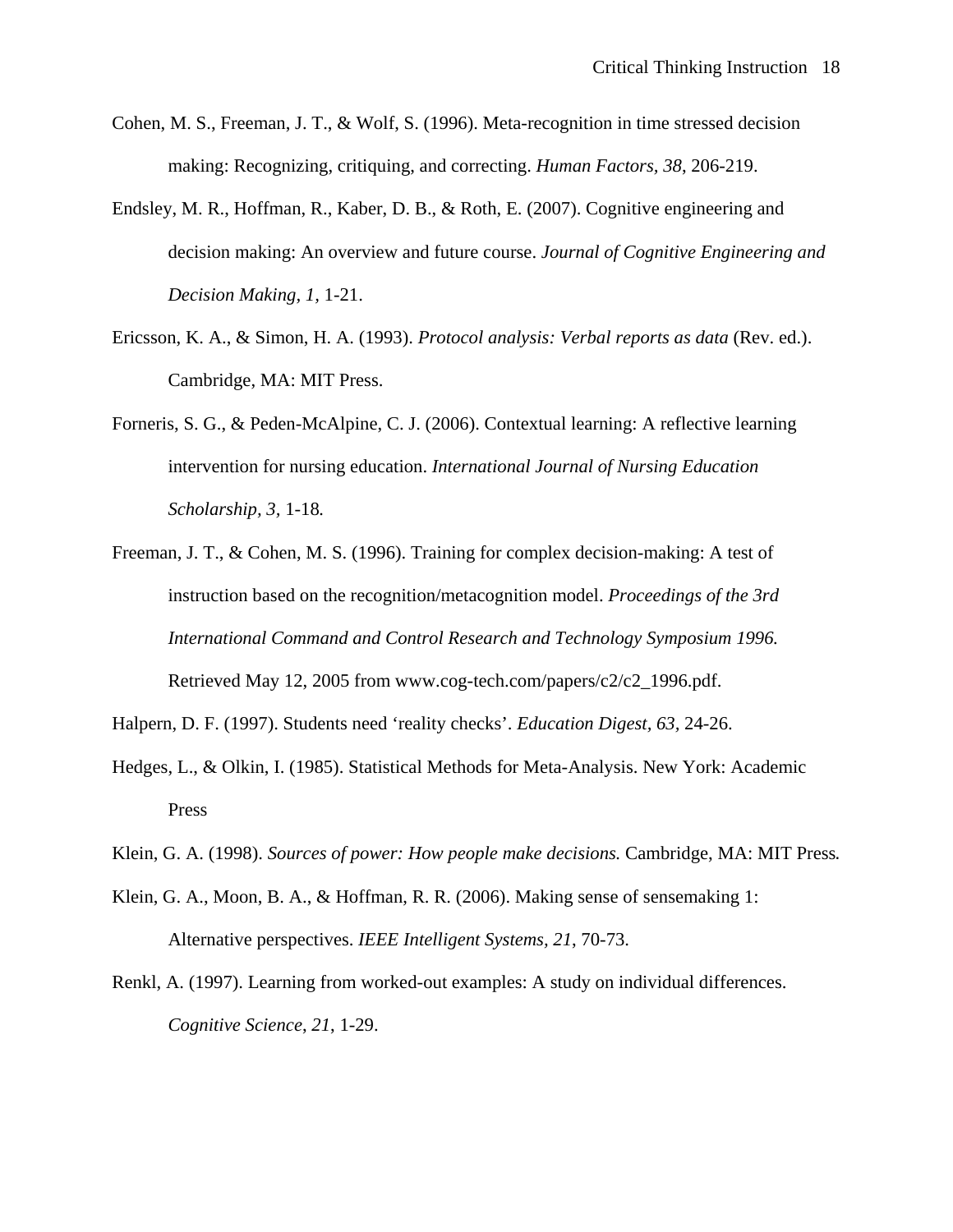Cohen, M. S., Freeman, J. T., & Wolf, S. (1996). Meta-recognition in time stressed decision making: Recognizing, critiquing, and correcting. *Human Factors, 38*, 206-219.

Endsley, M. R., Hoffman, R., Kaber, D. B., & Roth, E. (2007). Cognitive engineering and decision making: An overview and future course. *Journal of Cognitive Engineering and Decision Making, 1*, 1-21.

Ericsson, K. A., & Simon, H. A. (1993). *Protocol analysis: Verbal reports as data* (Rev. ed.). Cambridge, MA: MIT Press.

Forneris, S. G., & Peden-McAlpine, C. J. (2006). Contextual learning: A reflective learning intervention for nursing education. *International Journal of Nursing Education Scholarship, 3*, 1-18.

Freeman, J. T., & Cohen, M. S. (1996). Training for complex decision-making: A test of instruction based on the recognition/metacognition model. *Proceedings of the 3rd International Command and Control Research and Technology Symposium 1996.* Retrieved May 12, 2005 from www.cog-tech.com/papers/c2/c2_1996.pdf.

Halpern, D. F. (1997). Students need 'reality checks'. *Education Digest, 63*, 24-26.

Hedges, L., & Olkin, I. (1985). Statistical Methods for Meta-Analysis. New York: Academic Press

Klein, G. A. (1998). *Sources of power: How people make decisions.* Cambridge, MA: MIT Press.

Klein, G. A., Moon, B. A., & Hoffman, R. R. (2006). Making sense of sensemaking 1: Alternative perspectives. *IEEE Intelligent Systems, 21*, 70-73.

Renkl, A. (1997). Learning from worked-out examples: A study on individual differences. *Cognitive Science*, *21*, 1-29.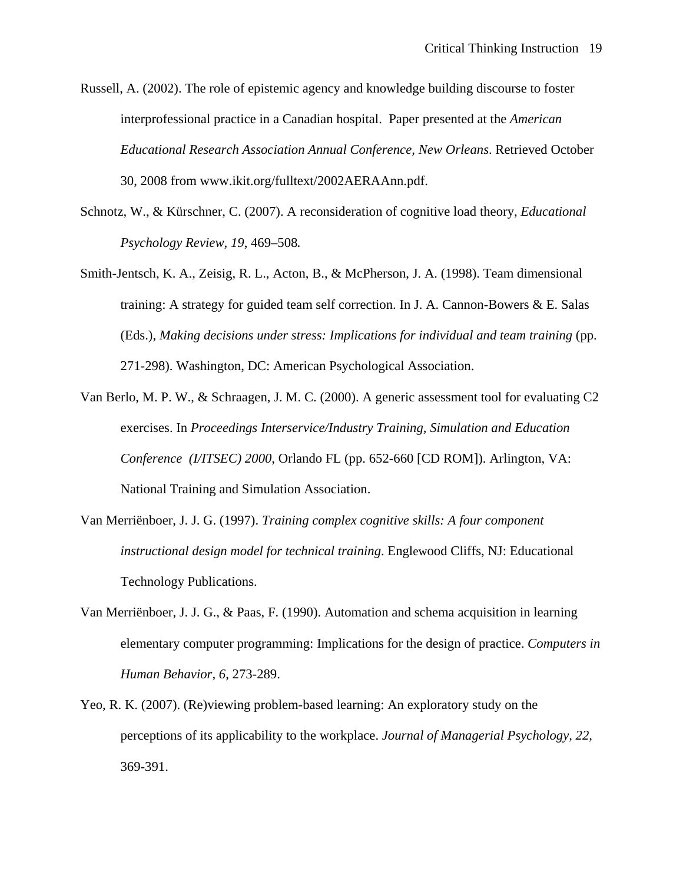Russell, A. (2002). The role of epistemic agency and knowledge building discourse to foster interprofessional practice in a Canadian hospital. Paper presented at the *American Educational Research Association Annual Conference, New Orleans*. Retrieved October 30, 2008 from www.ikit.org/fulltext/2002AERAAnn.pdf.

Schnotz, W., & Kürschner, C. (2007). A reconsideration of cognitive load theory, *Educational Psychology Review, 19*, 469–508.

Smith-Jentsch, K. A., Zeisig, R. L., Acton, B., & McPherson, J. A. (1998). Team dimensional training: A strategy for guided team self correction. In J. A. Cannon-Bowers & E. Salas (Eds.), *Making decisions under stress: Implications for individual and team training* (pp. 271-298). Washington, DC: American Psychological Association.

Van Berlo, M. P. W., & Schraagen, J. M. C. (2000). A generic assessment tool for evaluating C2 exercises. In *Proceedings Interservice/Industry Training, Simulation and Education Conference (I/ITSEC) 2000*, Orlando FL (pp. 652-660 [CD ROM]). Arlington, VA: National Training and Simulation Association.

Van Merriënboer, J. J. G. (1997). *Training complex cognitive skills: A four component instructional design model for technical training*. Englewood Cliffs, NJ: Educational Technology Publications.

Van Merriënboer, J. J. G., & Paas, F. (1990). Automation and schema acquisition in learning elementary computer programming: Implications for the design of practice. *Computers in Human Behavior, 6*, 273-289.

Yeo, R. K. (2007). (Re)viewing problem-based learning: An exploratory study on the perceptions of its applicability to the workplace. *Journal of Managerial Psychology, 22*, 369-391.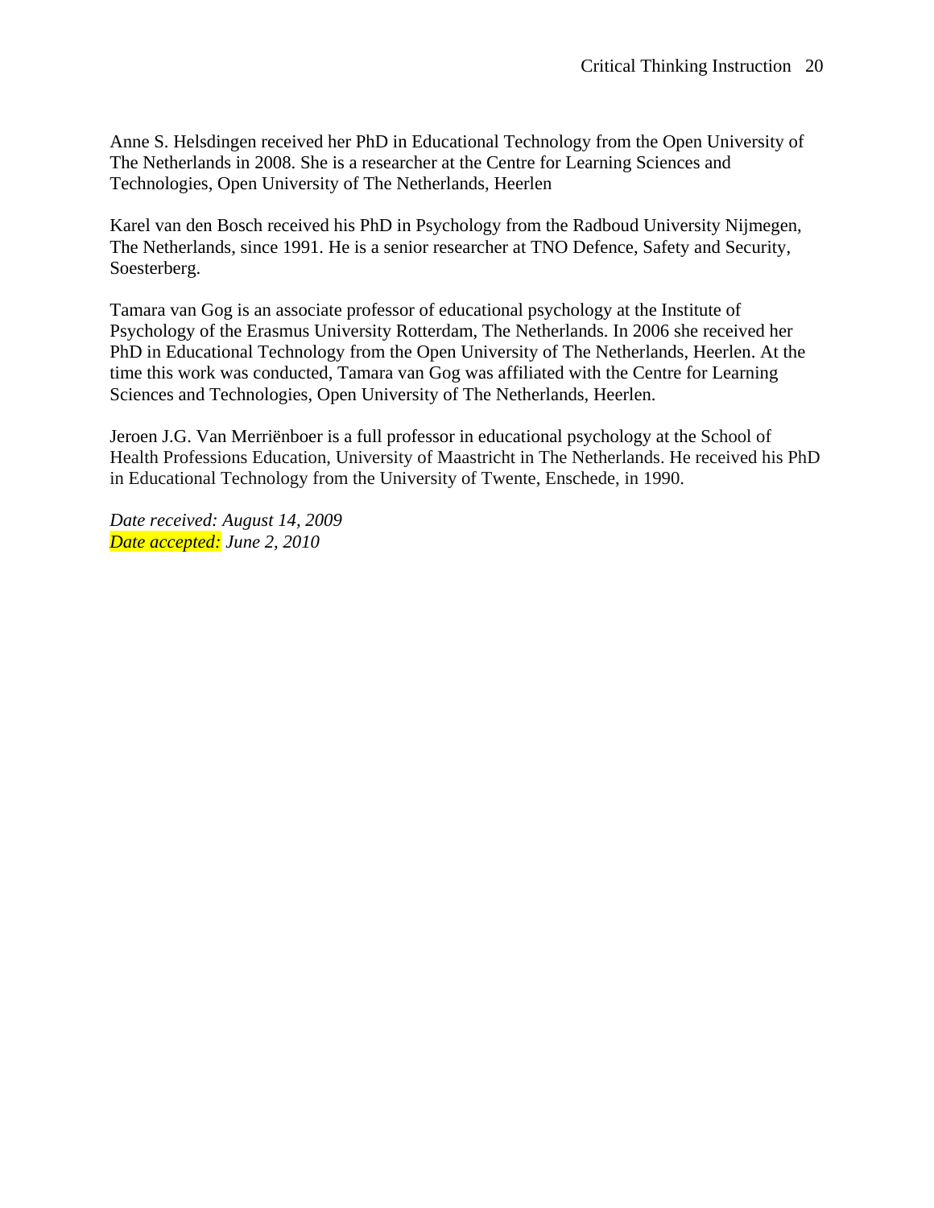Anne S. Helsdingen received her PhD in Educational Technology from the Open University of The Netherlands in 2008. She is a researcher at the Centre for Learning Sciences and Technologies, Open University of The Netherlands, Heerlen

Karel van den Bosch received his PhD in Psychology from the Radboud University Nijmegen, The Netherlands, since 1991. He is a senior researcher at TNO Defence, Safety and Security, Soesterberg.

Tamara van Gog is an associate professor of educational psychology at the Institute of Psychology of the Erasmus University Rotterdam, The Netherlands. In 2006 she received her PhD in Educational Technology from the Open University of The Netherlands, Heerlen. At the time this work was conducted, Tamara van Gog was affiliated with the Centre for Learning Sciences and Technologies, Open University of The Netherlands, Heerlen.

Jeroen J.G. Van Merriënboer is a full professor in educational psychology at the School of Health Professions Education, University of Maastricht in The Netherlands. He received his PhD in Educational Technology from the University of Twente, Enschede, in 1990.

*Date received: August 14, 2009*
*Date accepted: June 2, 2010*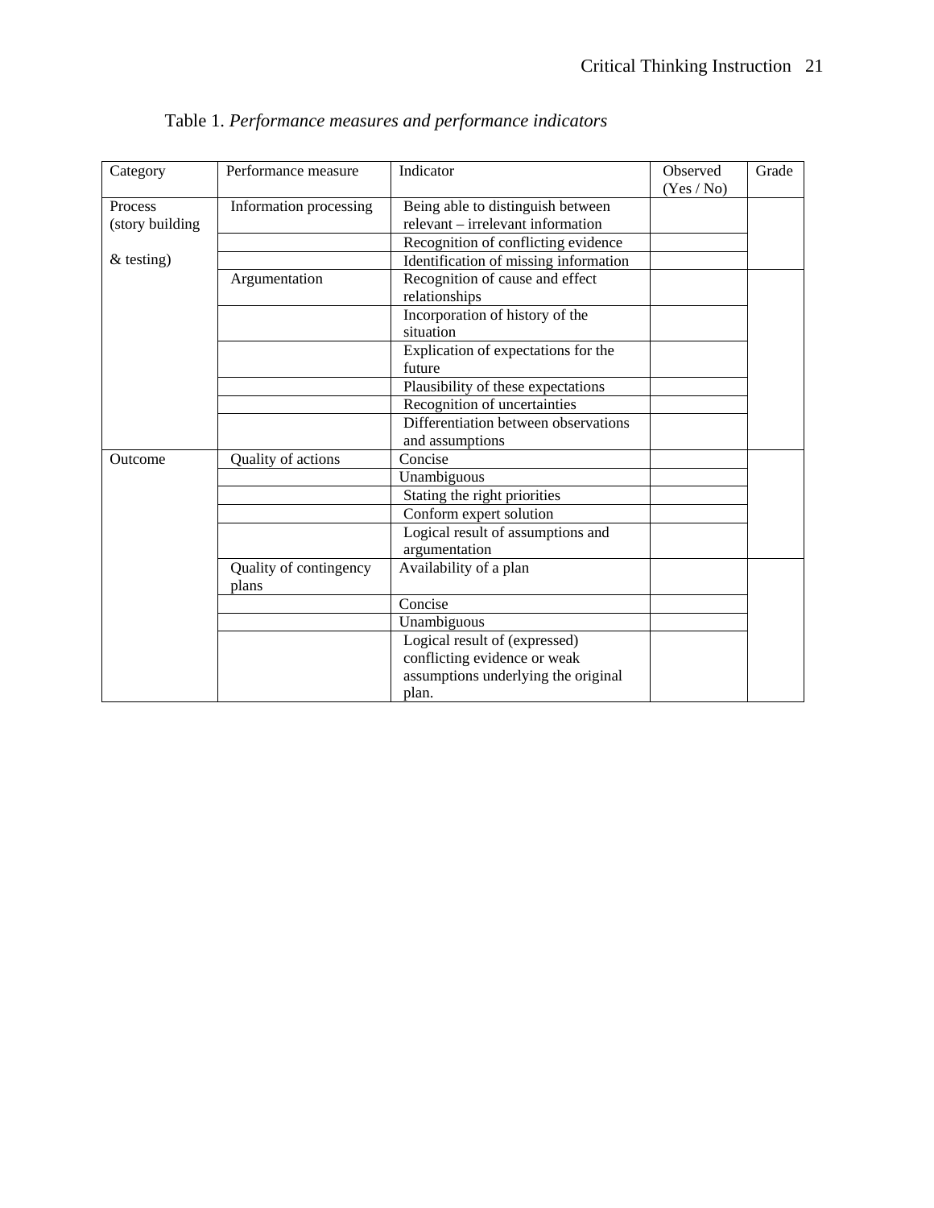Table 1. *Performance measures and performance indicators*

| Category | Performance measure | Indicator | Observed (Yes / No) | Grade |
|---|---|---|---|---|
| Process (story building & testing) | Information processing | Being able to distinguish between relevant – irrelevant information | | |
| | | Recognition of conflicting evidence | | |
| | | Identification of missing information | | |
| | Argumentation | Recognition of cause and effect relationships | | |
| | | Incorporation of history of the situation | | |
| | | Explication of expectations for the future | | |
| | | Plausibility of these expectations | | |
| | | Recognition of uncertainties | | |
| | | Differentiation between observations and assumptions | | |
| Outcome | Quality of actions | Concise | | |
| | | Unambiguous | | |
| | | Stating the right priorities | | |
| | | Conform expert solution | | |
| | | Logical result of assumptions and argumentation | | |
| | Quality of contingency plans | Availability of a plan | | |
| | | Concise | | |
| | | Unambiguous | | |
| | | Logical result of (expressed) conflicting evidence or weak assumptions underlying the original plan. | | |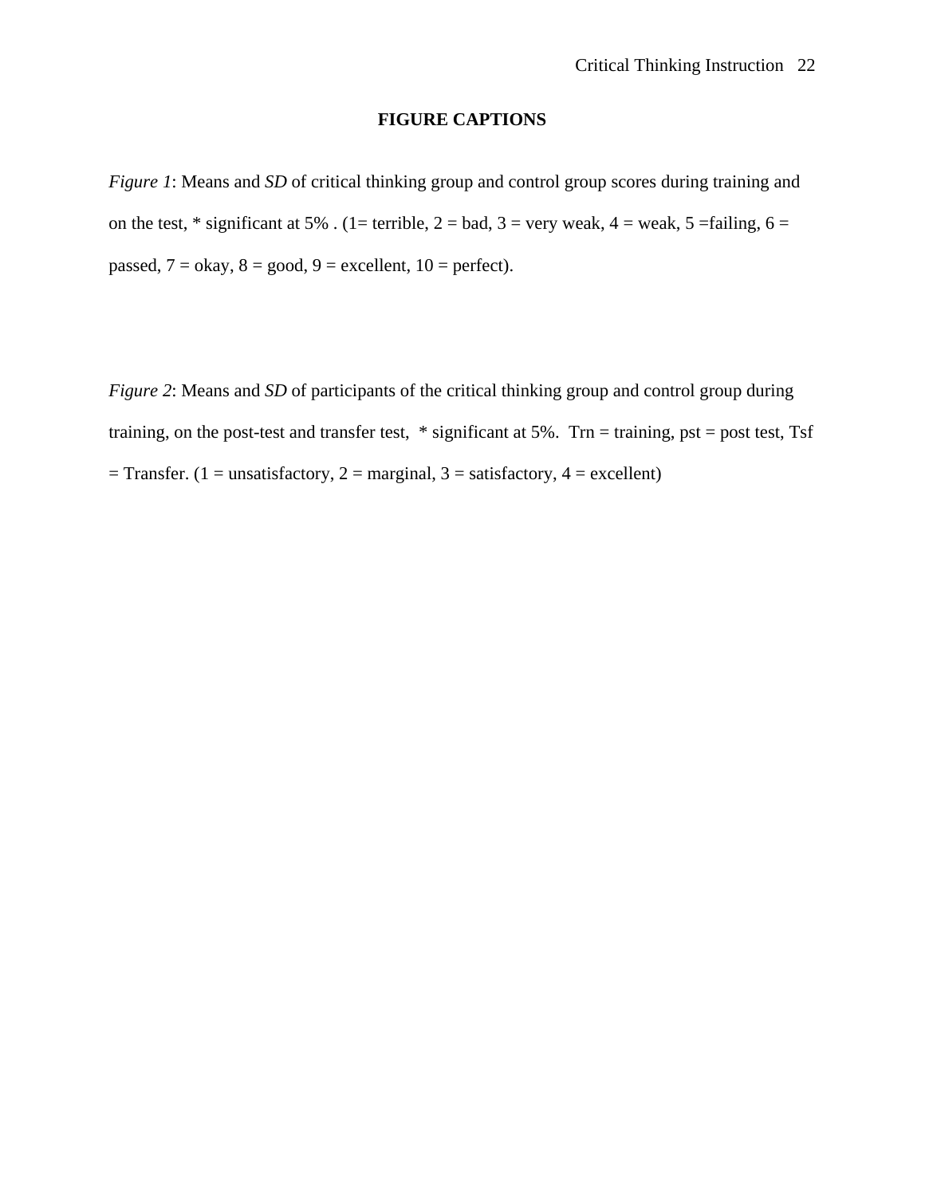## FIGURE CAPTIONS

*Figure 1*: Means and *SD* of critical thinking group and control group scores during training and on the test, * significant at 5% . (1= terrible, 2 = bad, 3 = very weak, 4 = weak, 5 =failing, 6 = passed, 7 = okay, 8 = good, 9 = excellent, 10 = perfect).

*Figure 2*: Means and *SD* of participants of the critical thinking group and control group during training, on the post-test and transfer test, * significant at 5%. Trn = training, pst = post test, Tsf = Transfer. (1 = unsatisfactory, 2 = marginal, 3 = satisfactory, 4 = excellent)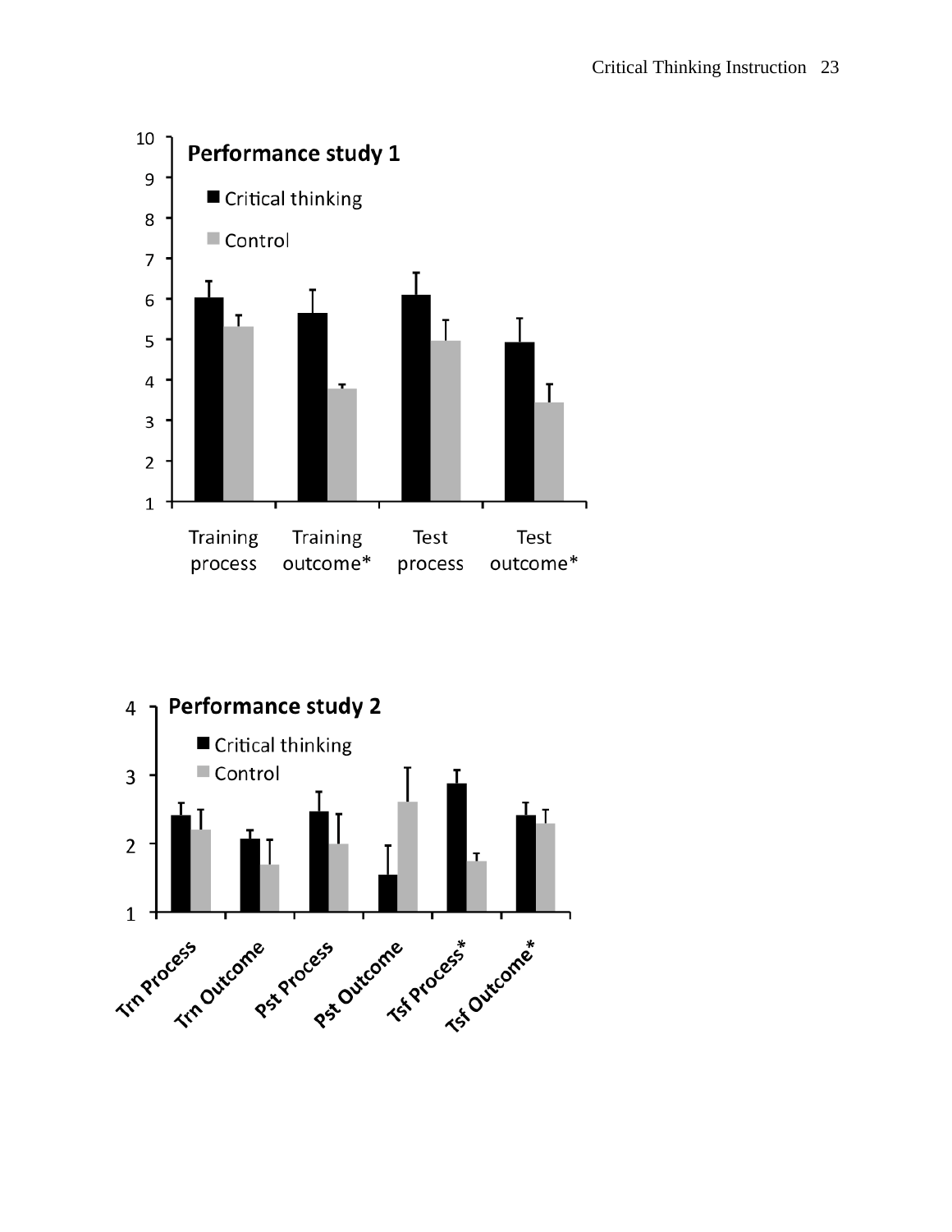10
9
8
7
6
5
4
3
2
1

**Performance study 1**

■ Critical thinking

■ Control

Training process

Training outcome*

Test process

Test outcome*

4
3
2
1

**Performance study 2**

■ Critical thinking

■ Control

Trn Process

Trn Outcome

Pst Process

Pst Outcome

Tsf Process*

Tsf Outcome*